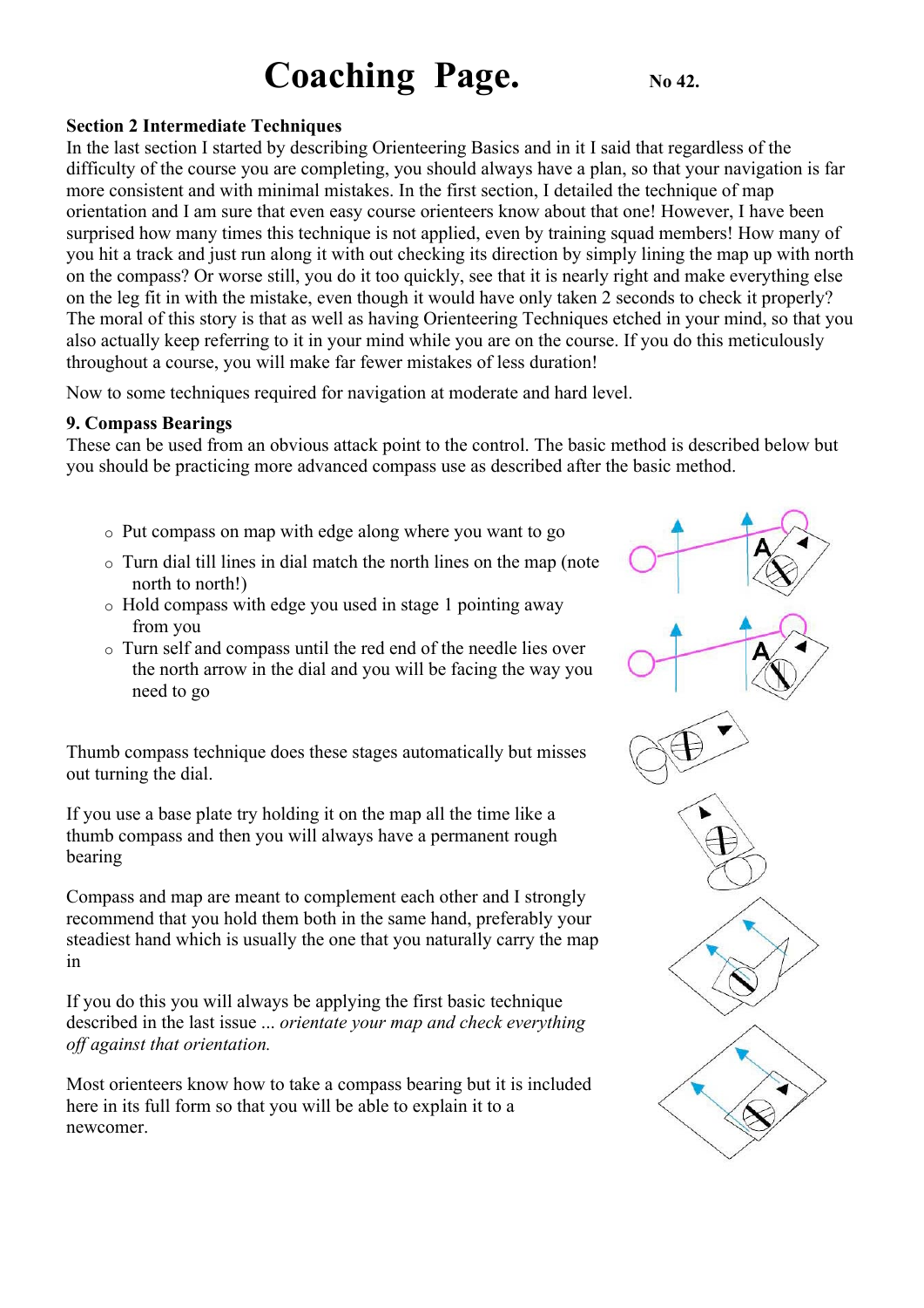# Coaching Page. No 42.

**Section 2 Intermediate Techniques**

In the last section I started by describing Orienteering Basics and in it I said that regardless of the difficulty of the course you are completing, you should always have a plan, so that your navigation is far more consistent and with minimal mistakes. In the first section, I detailed the technique of map orientation and I am sure that even easy course orienteers know about that one! However, I have been surprised how many times this technique is not applied, even by training squad members! How many of you hit a track and just run along it with out checking its direction by simply lining the map up with north on the compass? Or worse still, you do it too quickly, see that it is nearly right and make everything else on the leg fit in with the mistake, even though it would have only taken 2 seconds to check it properly? The moral of this story is that as well as having Orienteering Techniques etched in your mind, so that you also actually keep referring to it in your mind while you are on the course. If you do this meticulously throughout a course, you will make far fewer mistakes of less duration!

Now to some techniques required for navigation at moderate and hard level.

**9. Compass Bearings**

These can be used from an obvious attack point to the control. The basic method is described below but you should be practicing more advanced compass use as described after the basic method.

- Put compass on map with edge along where you want to go
- Turn dial till lines in dial match the north lines on the map (note north to north!)
- Hold compass with edge you used in stage 1 pointing away from you
- Turn self and compass until the red end of the needle lies over the north arrow in the dial and you will be facing the way you need to go

Thumb compass technique does these stages automatically but misses out turning the dial.

If you use a base plate try holding it on the map all the time like a thumb compass and then you will always have a permanent rough bearing

Compass and map are meant to complement each other and I strongly recommend that you hold them both in the same hand, preferably your steadiest hand which is usually the one that you naturally carry the map in

If you do this you will always be applying the first basic technique described in the last issue ... *orientate your map and check everything off against that orientation.*

Most orienteers know how to take a compass bearing but it is included here in its full form so that you will be able to explain it to a newcomer.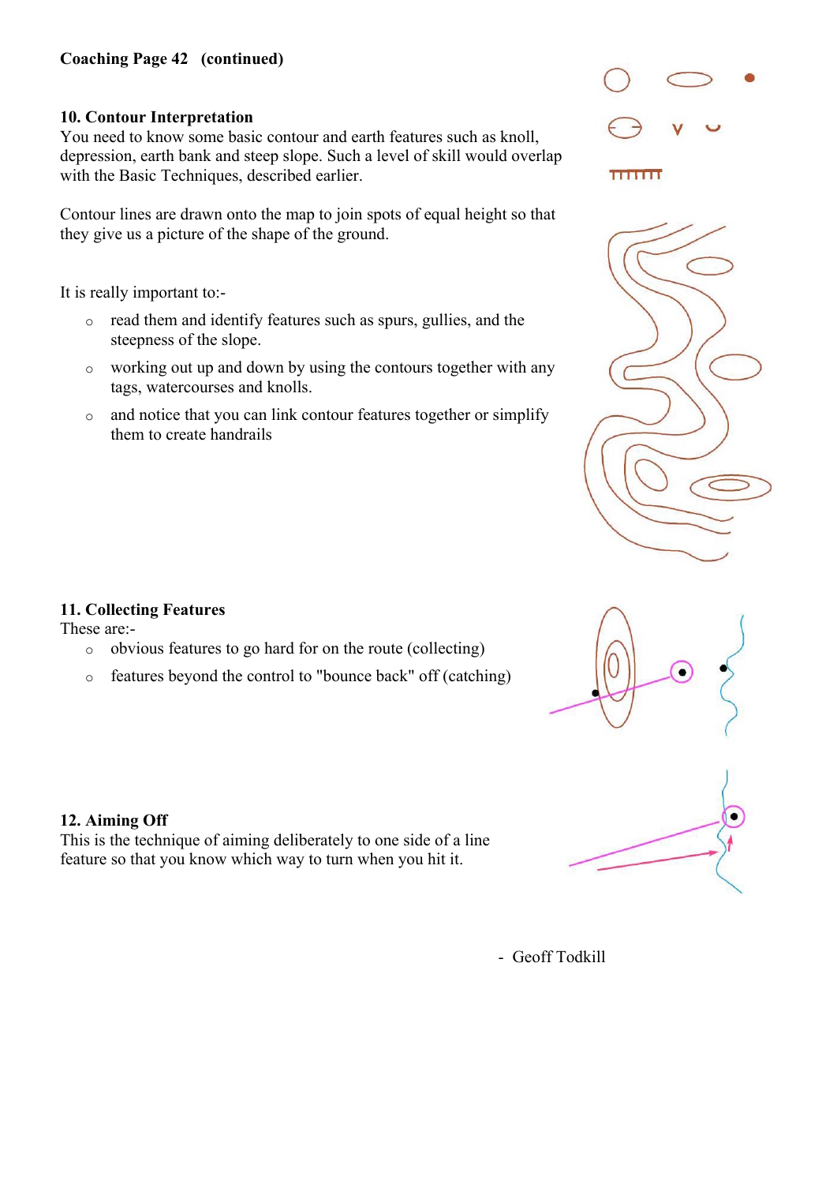**Coaching Page 42 (continued)**

## 10. Contour Interpretation

You need to know some basic contour and earth features such as knoll, depression, earth bank and steep slope. Such a level of skill would overlap with the Basic Techniques, described earlier.

Contour lines are drawn onto the map to join spots of equal height so that they give us a picture of the shape of the ground.

It is really important to:-

- read them and identify features such as spurs, gullies, and the steepness of the slope.
- working out up and down by using the contours together with any tags, watercourses and knolls.
- and notice that you can link contour features together or simplify them to create handrails

## 11. Collecting Features

These are:-

- obvious features to go hard for on the route (collecting)
- features beyond the control to "bounce back" off (catching)

## 12. Aiming Off

This is the technique of aiming deliberately to one side of a line feature so that you know which way to turn when you hit it.

- Geoff Todkill